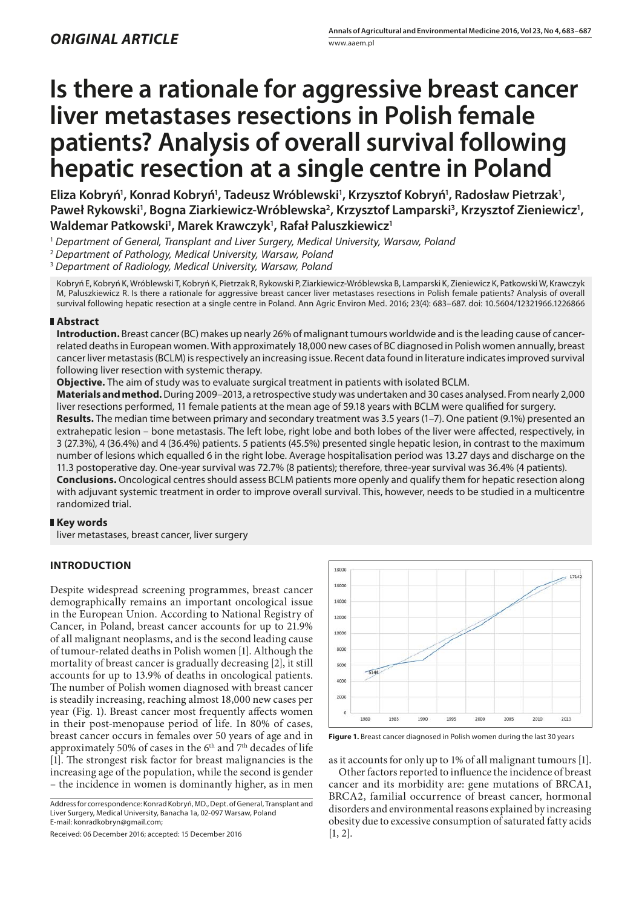*ORIGINAL ARTICLE*

# Is there a rationale for aggressive breast cancer liver metastases resections in Polish female patients? Analysis of overall survival following hepatic resection at a single centre in Poland

**Eliza Kobryń[1], Konrad Kobryń[1], Tadeusz Wróblewski[1], Krzysztof Kobryń[1], Radosław Pietrzak[1], Paweł Rykowski[1], Bogna Ziarkiewicz-Wróblewska[2], Krzysztof Lamparski[3], Krzysztof Zieniewicz[1], Waldemar Patkowski[1], Marek Krawczyk[1], Rafał Paluszkiewicz[1]**

[1] *Department of General, Transplant and Liver Surgery, Medical University, Warsaw, Poland*
[2] *Department of Pathology, Medical University, Warsaw, Poland*
[3] *Department of Radiology, Medical University, Warsaw, Poland*

Kobryń E, Kobryń K, Wróblewski T, Kobryń K, Pietrzak R, Rykowski P, Ziarkiewicz-Wróblewska B, Lamparski K, Zieniewicz K, Patkowski W, Krawczyk M, Paluszkiewicz R. Is there a rationale for aggressive breast cancer liver metastases resections in Polish female patients? Analysis of overall survival following hepatic resection at a single centre in Poland. Ann Agric Environ Med. 2016; 23(4): 683–687. doi: 10.5604/12321966.1226866

## Abstract

**Introduction.** Breast cancer (BC) makes up nearly 26% of malignant tumours worldwide and is the leading cause of cancer-related deaths in European women. With approximately 18,000 new cases of BC diagnosed in Polish women annually, breast cancer liver metastasis (BCLM) is respectively an increasing issue. Recent data found in literature indicates improved survival following liver resection with systemic therapy.

**Objective.** The aim of study was to evaluate surgical treatment in patients with isolated BCLM.

**Materials and method.** During 2009–2013, a retrospective study was undertaken and 30 cases analysed. From nearly 2,000 liver resections performed, 11 female patients at the mean age of 59.18 years with BCLM were qualified for surgery.

**Results.** The median time between primary and secondary treatment was 3.5 years (1–7). One patient (9.1%) presented an extrahepatic lesion – bone metastasis. The left lobe, right lobe and both lobes of the liver were affected, respectively, in 3 (27.3%), 4 (36.4%) and 4 (36.4%) patients. 5 patients (45.5%) presented single hepatic lesion, in contrast to the maximum number of lesions which equalled 6 in the right lobe. Average hospitalisation period was 13.27 days and discharge on the 11.3 postoperative day. One-year survival was 72.7% (8 patients); therefore, three-year survival was 36.4% (4 patients).

**Conclusions.** Oncological centres should assess BCLM patients more openly and qualify them for hepatic resection along with adjuvant systemic treatment in order to improve overall survival. This, however, needs to be studied in a multicentre randomized trial.

## Key words

liver metastases, breast cancer, liver surgery

## INTRODUCTION

Despite widespread screening programmes, breast cancer demographically remains an important oncological issue in the European Union. According to National Registry of Cancer, in Poland, breast cancer accounts for up to 21.9% of all malignant neoplasms, and is the second leading cause of tumour-related deaths in Polish women [1]. Although the mortality of breast cancer is gradually decreasing [2], it still accounts for up to 13.9% of deaths in oncological patients. The number of Polish women diagnosed with breast cancer is steadily increasing, reaching almost 18,000 new cases per year (Fig. 1). Breast cancer most frequently affects women in their post-menopause period of life. In 80% of cases, breast cancer occurs in females over 50 years of age and in approximately 50% of cases in the 6th and 7th decades of life [1]. The strongest risk factor for breast malignancies is the increasing age of the population, while the second is gender – the incidence in women is dominantly higher, as in men as it accounts for only up to 1% of all malignant tumours [1].

**Figure 1.** Breast cancer diagnosed in Polish women during the last 30 years

Other factors reported to influence the incidence of breast cancer and its morbidity are: gene mutations of BRCA1, BRCA2, familial occurrence of breast cancer, hormonal disorders and environmental reasons explained by increasing obesity due to excessive consumption of saturated fatty acids [1, 2].

Address for correspondence: Konrad Kobryń, MD., Dept. of General, Transplant and Liver Surgery, Medical University, Banacha 1a, 02-097 Warsaw, Poland
E-mail: konradkobryn@gmail.com;

Received: 06 December 2016; accepted: 15 December 2016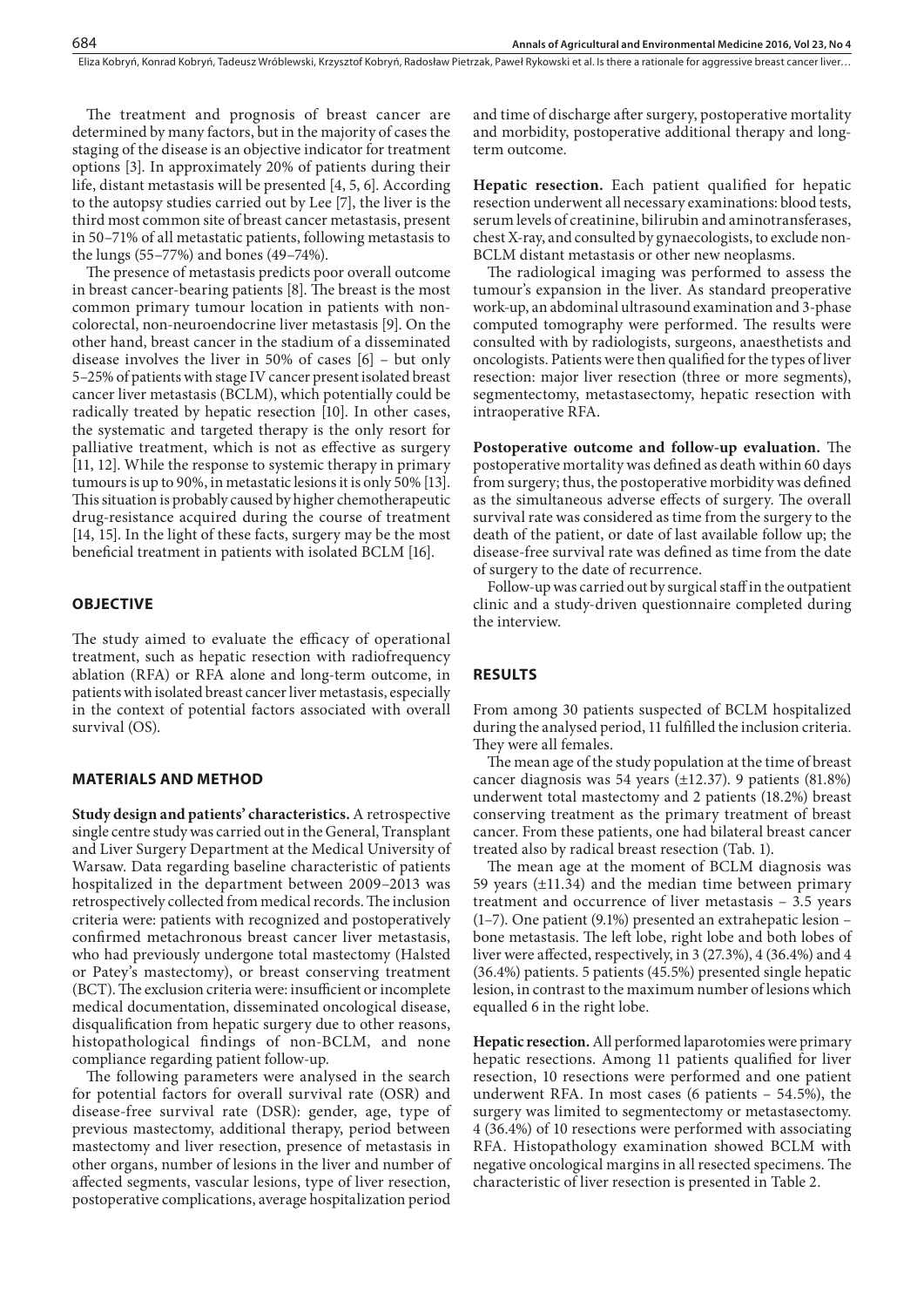The treatment and prognosis of breast cancer are determined by many factors, but in the majority of cases the staging of the disease is an objective indicator for treatment options [3]. In approximately 20% of patients during their life, distant metastasis will be presented [4, 5, 6]. According to the autopsy studies carried out by Lee [7], the liver is the third most common site of breast cancer metastasis, present in 50–71% of all metastatic patients, following metastasis to the lungs (55–77%) and bones (49–74%).

The presence of metastasis predicts poor overall outcome in breast cancer-bearing patients [8]. The breast is the most common primary tumour location in patients with non-colorectal, non-neuroendocrine liver metastasis [9]. On the other hand, breast cancer in the stadium of a disseminated disease involves the liver in 50% of cases [6] – but only 5–25% of patients with stage IV cancer present isolated breast cancer liver metastasis (BCLM), which potentially could be radically treated by hepatic resection [10]. In other cases, the systematic and targeted therapy is the only resort for palliative treatment, which is not as effective as surgery [11, 12]. While the response to systemic therapy in primary tumours is up to 90%, in metastatic lesions it is only 50% [13]. This situation is probably caused by higher chemotherapeutic drug-resistance acquired during the course of treatment [14, 15]. In the light of these facts, surgery may be the most beneficial treatment in patients with isolated BCLM [16].

## OBJECTIVE

The study aimed to evaluate the efficacy of operational treatment, such as hepatic resection with radiofrequency ablation (RFA) or RFA alone and long-term outcome, in patients with isolated breast cancer liver metastasis, especially in the context of potential factors associated with overall survival (OS).

## MATERIALS AND METHOD

**Study design and patients' characteristics.** A retrospective single centre study was carried out in the General, Transplant and Liver Surgery Department at the Medical University of Warsaw. Data regarding baseline characteristic of patients hospitalized in the department between 2009–2013 was retrospectively collected from medical records. The inclusion criteria were: patients with recognized and postoperatively confirmed metachronous breast cancer liver metastasis, who had previously undergone total mastectomy (Halsted or Patey's mastectomy), or breast conserving treatment (BCT). The exclusion criteria were: insufficient or incomplete medical documentation, disseminated oncological disease, disqualification from hepatic surgery due to other reasons, histopathological findings of non-BCLM, and none compliance regarding patient follow-up.

The following parameters were analysed in the search for potential factors for overall survival rate (OSR) and disease-free survival rate (DSR): gender, age, type of previous mastectomy, additional therapy, period between mastectomy and liver resection, presence of metastasis in other organs, number of lesions in the liver and number of affected segments, vascular lesions, type of liver resection, postoperative complications, average hospitalization period and time of discharge after surgery, postoperative mortality and morbidity, postoperative additional therapy and long-term outcome.

**Hepatic resection.** Each patient qualified for hepatic resection underwent all necessary examinations: blood tests, serum levels of creatinine, bilirubin and aminotransferases, chest X-ray, and consulted by gynaecologists, to exclude non-BCLM distant metastasis or other new neoplasms.

The radiological imaging was performed to assess the tumour's expansion in the liver. As standard preoperative work-up, an abdominal ultrasound examination and 3-phase computed tomography were performed. The results were consulted with by radiologists, surgeons, anaesthetists and oncologists. Patients were then qualified for the types of liver resection: major liver resection (three or more segments), segmentectomy, metastasectomy, hepatic resection with intraoperative RFA.

**Postoperative outcome and follow-up evaluation.** The postoperative mortality was defined as death within 60 days from surgery; thus, the postoperative morbidity was defined as the simultaneous adverse effects of surgery. The overall survival rate was considered as time from the surgery to the death of the patient, or date of last available follow up; the disease-free survival rate was defined as time from the date of surgery to the date of recurrence.

Follow-up was carried out by surgical staff in the outpatient clinic and a study-driven questionnaire completed during the interview.

## RESULTS

From among 30 patients suspected of BCLM hospitalized during the analysed period, 11 fulfilled the inclusion criteria. They were all females.

The mean age of the study population at the time of breast cancer diagnosis was 54 years (±12.37). 9 patients (81.8%) underwent total mastectomy and 2 patients (18.2%) breast conserving treatment as the primary treatment of breast cancer. From these patients, one had bilateral breast cancer treated also by radical breast resection (Tab. 1).

The mean age at the moment of BCLM diagnosis was 59 years (±11.34) and the median time between primary treatment and occurrence of liver metastasis – 3.5 years (1–7). One patient (9.1%) presented an extrahepatic lesion – bone metastasis. The left lobe, right lobe and both lobes of liver were affected, respectively, in 3 (27.3%), 4 (36.4%) and 4 (36.4%) patients. 5 patients (45.5%) presented single hepatic lesion, in contrast to the maximum number of lesions which equalled 6 in the right lobe.

**Hepatic resection.** All performed laparotomies were primary hepatic resections. Among 11 patients qualified for liver resection, 10 resections were performed and one patient underwent RFA. In most cases (6 patients – 54.5%), the surgery was limited to segmentectomy or metastasectomy. 4 (36.4%) of 10 resections were performed with associating RFA. Histopathology examination showed BCLM with negative oncological margins in all resected specimens. The characteristic of liver resection is presented in Table 2.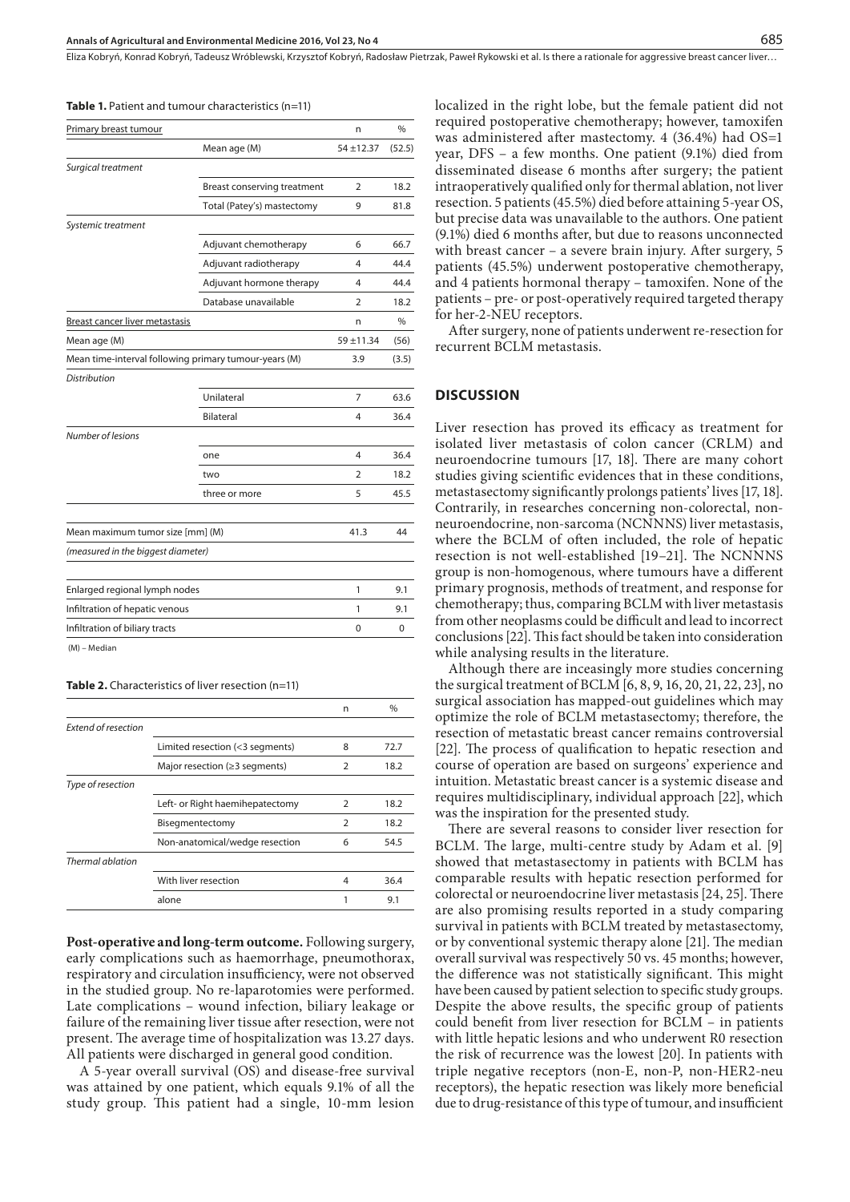**Table 1.** Patient and tumour characteristics (n=11)

| Primary breast tumour | | n | % |
|---|---|---|---|
| | Mean age (M) | 54 ±12.37 | (52.5) |
| *Surgical treatment* | | | |
| | Breast conserving treatment | 2 | 18.2 |
| | Total (Patey's) mastectomy | 9 | 81.8 |
| *Systemic treatment* | | | |
| | Adjuvant chemotherapy | 6 | 66.7 |
| | Adjuvant radiotherapy | 4 | 44.4 |
| | Adjuvant hormone therapy | 4 | 44.4 |
| | Database unavailable | 2 | 18.2 |
| Breast cancer liver metastasis | | n | % |
| Mean age (M) | | 59 ±11.34 | (56) |
| Mean time-interval following primary tumour-years (M) | | 3.9 | (3.5) |
| *Distribution* | | | |
| | Unilateral | 7 | 63.6 |
| | Bilateral | 4 | 36.4 |
| *Number of lesions* | | | |
| | one | 4 | 36.4 |
| | two | 2 | 18.2 |
| | three or more | 5 | 45.5 |
| Mean maximum tumor size [mm] (M) | | 41.3 | 44 |
| *(measured in the biggest diameter)* | | | |
| Enlarged regional lymph nodes | | 1 | 9.1 |
| Infiltration of hepatic venous | | 1 | 9.1 |
| Infiltration of biliary tracts | | 0 | 0 |

(M) – Median

**Table 2.** Characteristics of liver resection (n=11)

| | | n | % |
|---|---|---|---|
| *Extend of resection* | | | |
| | Limited resection (<3 segments) | 8 | 72.7 |
| | Major resection (≥3 segments) | 2 | 18.2 |
| *Type of resection* | | | |
| | Left- or Right haemihepatectomy | 2 | 18.2 |
| | Bisegmentectomy | 2 | 18.2 |
| | Non-anatomical/wedge resection | 6 | 54.5 |
| *Thermal ablation* | | | |
| | With liver resection | 4 | 36.4 |
| | alone | 1 | 9.1 |

**Post-operative and long-term outcome.** Following surgery, early complications such as haemorrhage, pneumothorax, respiratory and circulation insufficiency, were not observed in the studied group. No re-laparotomies were performed. Late complications – wound infection, biliary leakage or failure of the remaining liver tissue after resection, were not present. The average time of hospitalization was 13.27 days. All patients were discharged in general good condition.

A 5-year overall survival (OS) and disease-free survival was attained by one patient, which equals 9.1% of all the study group. This patient had a single, 10-mm lesion localized in the right lobe, but the female patient did not required postoperative chemotherapy; however, tamoxifen was administered after mastectomy. 4 (36.4%) had OS=1 year, DFS – a few months. One patient (9.1%) died from disseminated disease 6 months after surgery; the patient intraoperatively qualified only for thermal ablation, not liver resection. 5 patients (45.5%) died before attaining 5-year OS, but precise data was unavailable to the authors. One patient (9.1%) died 6 months after, but due to reasons unconnected with breast cancer – a severe brain injury. After surgery, 5 patients (45.5%) underwent postoperative chemotherapy, and 4 patients hormonal therapy – tamoxifen. None of the patients – pre- or post-operatively required targeted therapy for her-2-NEU receptors.

After surgery, none of patients underwent re-resection for recurrent BCLM metastasis.

## DISCUSSION

Liver resection has proved its efficacy as treatment for isolated liver metastasis of colon cancer (CRLM) and neuroendocrine tumours [17, 18]. There are many cohort studies giving scientific evidences that in these conditions, metastasectomy significantly prolongs patients' lives [17, 18]. Contrarily, in researches concerning non-colorectal, non-neuroendocrine, non-sarcoma (NCNNNS) liver metastasis, where the BCLM of often included, the role of hepatic resection is not well-established [19–21]. The NCNNNS group is non-homogenous, where tumours have a different primary prognosis, methods of treatment, and response for chemotherapy; thus, comparing BCLM with liver metastasis from other neoplasms could be difficult and lead to incorrect conclusions [22]. This fact should be taken into consideration while analysing results in the literature.

Although there are inceasingly more studies concerning the surgical treatment of BCLM [6, 8, 9, 16, 20, 21, 22, 23], no surgical association has mapped-out guidelines which may optimize the role of BCLM metastasectomy; therefore, the resection of metastatic breast cancer remains controversial [22]. The process of qualification to hepatic resection and course of operation are based on surgeons' experience and intuition. Metastatic breast cancer is a systemic disease and requires multidisciplinary, individual approach [22], which was the inspiration for the presented study.

There are several reasons to consider liver resection for BCLM. The large, multi-centre study by Adam et al. [9] showed that metastasectomy in patients with BCLM has comparable results with hepatic resection performed for colorectal or neuroendocrine liver metastasis [24, 25]. There are also promising results reported in a study comparing survival in patients with BCLM treated by metastasectomy, or by conventional systemic therapy alone [21]. The median overall survival was respectively 50 vs. 45 months; however, the difference was not statistically significant. This might have been caused by patient selection to specific study groups. Despite the above results, the specific group of patients could benefit from liver resection for BCLM – in patients with little hepatic lesions and who underwent R0 resection the risk of recurrence was the lowest [20]. In patients with triple negative receptors (non-E, non-P, non-HER2-neu receptors), the hepatic resection was likely more beneficial due to drug-resistance of this type of tumour, and insufficient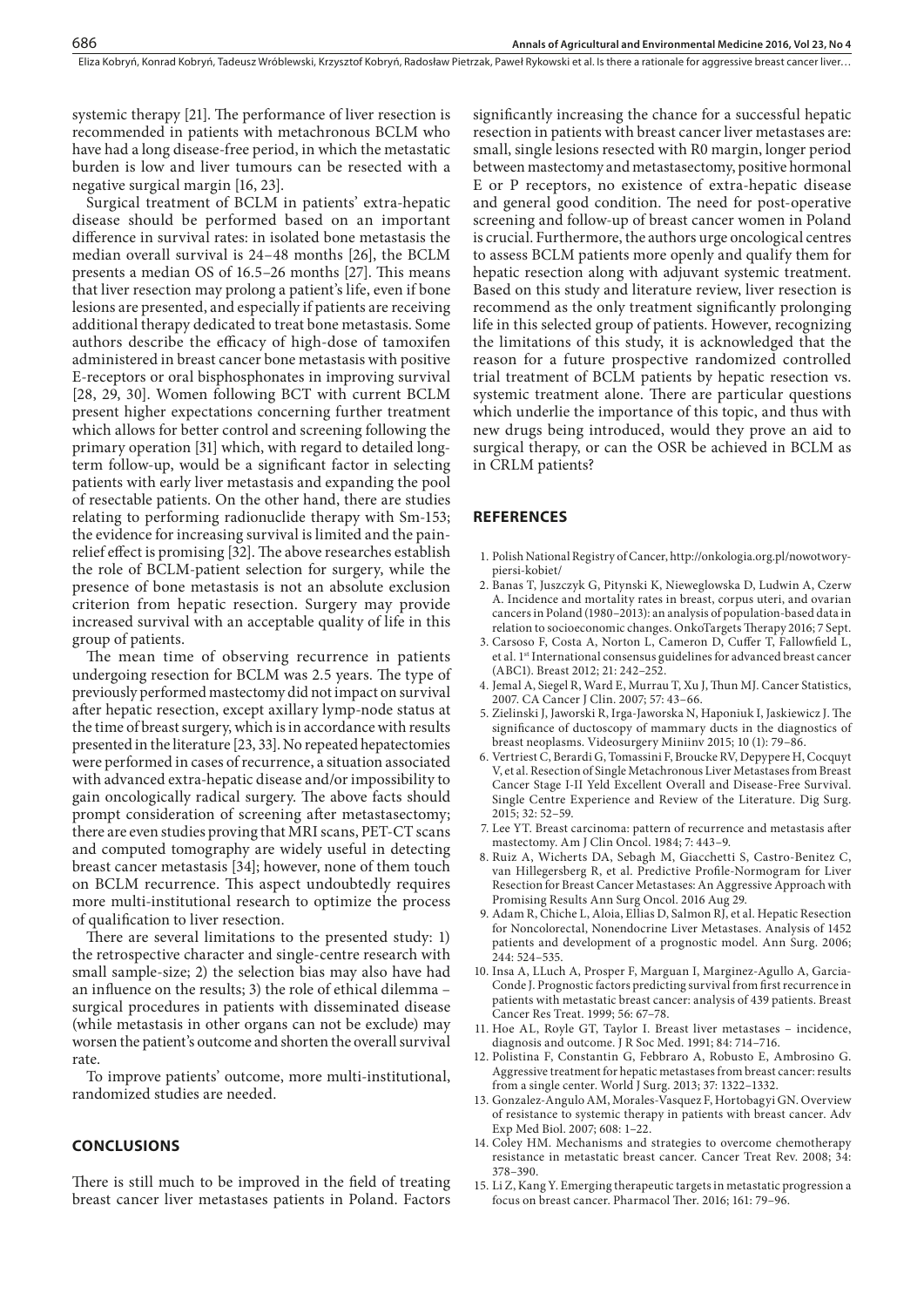systemic therapy [21]. The performance of liver resection is recommended in patients with metachronous BCLM who have had a long disease-free period, in which the metastatic burden is low and liver tumours can be resected with a negative surgical margin [16, 23].

Surgical treatment of BCLM in patients' extra-hepatic disease should be performed based on an important difference in survival rates: in isolated bone metastasis the median overall survival is 24–48 months [26], the BCLM presents a median OS of 16.5–26 months [27]. This means that liver resection may prolong a patient's life, even if bone lesions are presented, and especially if patients are receiving additional therapy dedicated to treat bone metastasis. Some authors describe the efficacy of high-dose of tamoxifen administered in breast cancer bone metastasis with positive E-receptors or oral bisphosphonates in improving survival [28, 29, 30]. Women following BCT with current BCLM present higher expectations concerning further treatment which allows for better control and screening following the primary operation [31] which, with regard to detailed long-term follow-up, would be a significant factor in selecting patients with early liver metastasis and expanding the pool of resectable patients. On the other hand, there are studies relating to performing radionuclide therapy with Sm-153; the evidence for increasing survival is limited and the pain-relief effect is promising [32]. The above researches establish the role of BCLM-patient selection for surgery, while the presence of bone metastasis is not an absolute exclusion criterion from hepatic resection. Surgery may provide increased survival with an acceptable quality of life in this group of patients.

The mean time of observing recurrence in patients undergoing resection for BCLM was 2.5 years. The type of previously performed mastectomy did not impact on survival after hepatic resection, except axillary lymp-node status at the time of breast surgery, which is in accordance with results presented in the literature [23, 33]. No repeated hepatectomies were performed in cases of recurrence, a situation associated with advanced extra-hepatic disease and/or impossibility to gain oncologically radical surgery. The above facts should prompt consideration of screening after metastasectomy; there are even studies proving that MRI scans, PET-CT scans and computed tomography are widely useful in detecting breast cancer metastasis [34]; however, none of them touch on BCLM recurrence. This aspect undoubtedly requires more multi-institutional research to optimize the process of qualification to liver resection.

There are several limitations to the presented study: 1) the retrospective character and single-centre research with small sample-size; 2) the selection bias may also have had an influence on the results; 3) the role of ethical dilemma – surgical procedures in patients with disseminated disease (while metastasis in other organs can not be exclude) may worsen the patient's outcome and shorten the overall survival rate.

To improve patients' outcome, more multi-institutional, randomized studies are needed.

## CONCLUSIONS

There is still much to be improved in the field of treating breast cancer liver metastases patients in Poland. Factors significantly increasing the chance for a successful hepatic resection in patients with breast cancer liver metastases are: small, single lesions resected with R0 margin, longer period between mastectomy and metastasectomy, positive hormonal E or P receptors, no existence of extra-hepatic disease and general good condition. The need for post-operative screening and follow-up of breast cancer women in Poland is crucial. Furthermore, the authors urge oncological centres to assess BCLM patients more openly and qualify them for hepatic resection along with adjuvant systemic treatment. Based on this study and literature review, liver resection is recommend as the only treatment significantly prolonging life in this selected group of patients. However, recognizing the limitations of this study, it is acknowledged that the reason for a future prospective randomized controlled trial treatment of BCLM patients by hepatic resection vs. systemic treatment alone. There are particular questions which underlie the importance of this topic, and thus with new drugs being introduced, would they prove an aid to surgical therapy, or can the OSR be achieved in BCLM as in CRLM patients?

## REFERENCES

1. Polish National Registry of Cancer, http://onkologia.org.pl/nowotwory-piersi-kobiet/
2. Banas T, Juszczyk G, Pitynski K, Nieweglowska D, Ludwin A, Czerw A. Incidence and mortality rates in breast, corpus uteri, and ovarian cancers in Poland (1980–2013): an analysis of population-based data in relation to socioeconomic changes. OnkoTargets Therapy 2016; 7 Sept.
3. Carsoso F, Costa A, Norton L, Cameron D, Cuffer T, Fallowfield L, et al. 1st International consensus guidelines for advanced breast cancer (ABC1). Breast 2012; 21: 242–252.
4. Jemal A, Siegel R, Ward E, Murrau T, Xu J, Thun MJ. Cancer Statistics, 2007. CA Cancer J Clin. 2007; 57: 43–66.
5. Zielinski J, Jaworski R, Irga-Jaworska N, Haponiuk I, Jaskiewicz J. The significance of ductoscopy of mammary ducts in the diagnostics of breast neoplasms. Videosurgery Miniinv 2015; 10 (1): 79–86.
6. Vertriest C, Berardi G, Tomassini F, Broucke RV, Depypere H, Cocquyt V, et al. Resection of Single Metachronous Liver Metastases from Breast Cancer Stage I-II Yeld Excellent Overall and Disease-Free Survival. Single Centre Experience and Review of the Literature. Dig Surg. 2015; 32: 52–59.
7. Lee YT. Breast carcinoma: pattern of recurrence and metastasis after mastectomy. Am J Clin Oncol. 1984; 7: 443–9.
8. Ruiz A, Wicherts DA, Sebagh M, Giacchetti S, Castro-Benitez C, van Hillegersberg R, et al. Predictive Profile-Normogram for Liver Resection for Breast Cancer Metastases: An Aggressive Approach with Promising Results Ann Surg Oncol. 2016 Aug 29.
9. Adam R, Chiche L, Aloia, Ellias D, Salmon RJ, et al. Hepatic Resection for Noncolorectal, Nonendocrine Liver Metastases. Analysis of 1452 patients and development of a prognostic model. Ann Surg. 2006; 244: 524–535.
10. Insa A, LLuch A, Prosper F, Marguan I, Marginez-Agullo A, Garcia-Conde J. Prognostic factors predicting survival from first recurrence in patients with metastatic breast cancer: analysis of 439 patients. Breast Cancer Res Treat. 1999; 56: 67–78.
11. Hoe AL, Royle GT, Taylor I. Breast liver metastases – incidence, diagnosis and outcome. J R Soc Med. 1991; 84: 714–716.
12. Polistina F, Constantin G, Febbraro A, Robusto E, Ambrosino G. Aggressive treatment for hepatic metastases from breast cancer: results from a single center. World J Surg. 2013; 37: 1322–1332.
13. Gonzalez-Angulo AM, Morales-Vasquez F, Hortobagyi GN. Overview of resistance to systemic therapy in patients with breast cancer. Adv Exp Med Biol. 2007; 608: 1–22.
14. Coley HM. Mechanisms and strategies to overcome chemotherapy resistance in metastatic breast cancer. Cancer Treat Rev. 2008; 34: 378–390.
15. Li Z, Kang Y. Emerging therapeutic targets in metastatic progression a focus on breast cancer. Pharmacol Ther. 2016; 161: 79–96.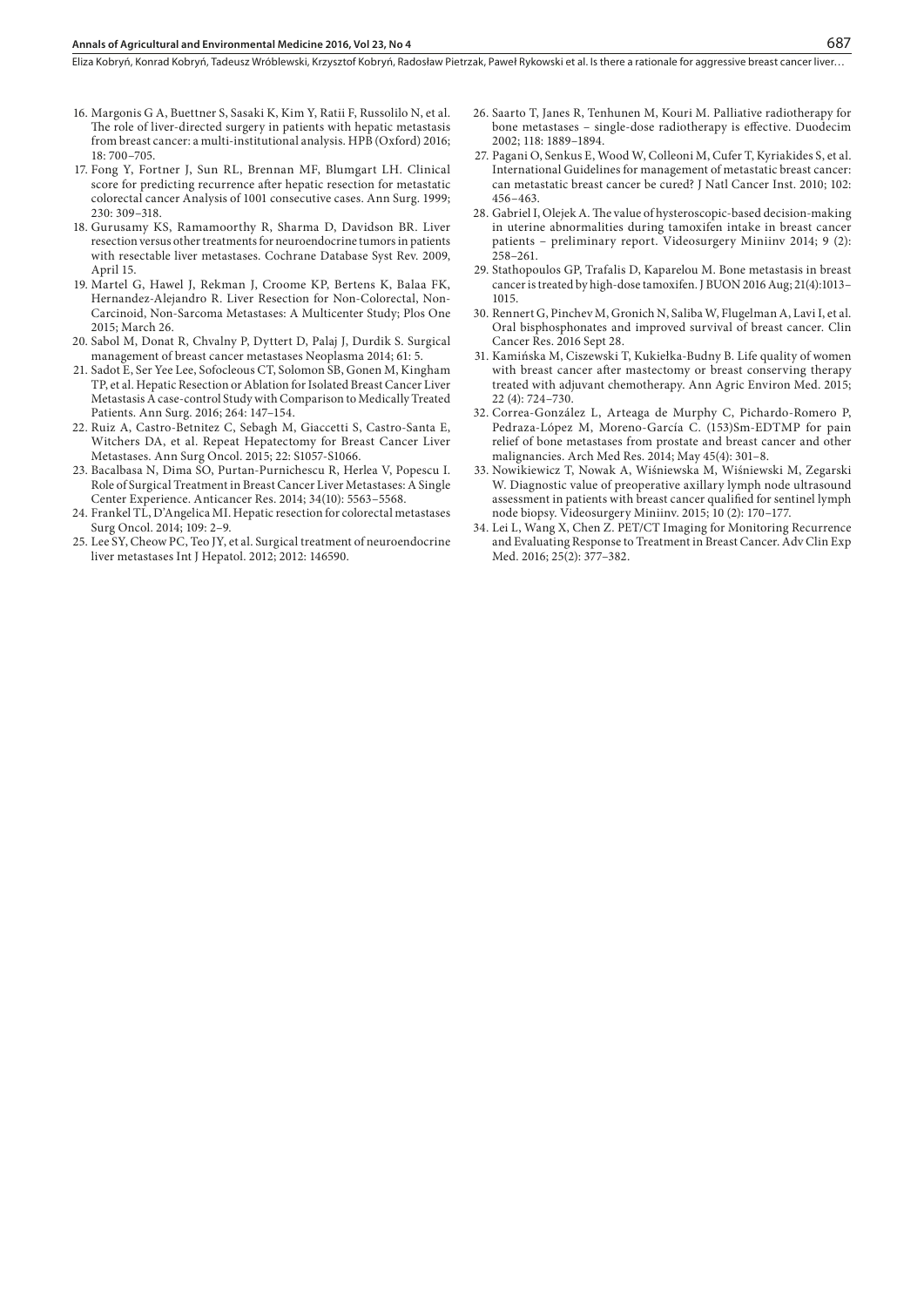16. Margonis G A, Buettner S, Sasaki K, Kim Y, Ratii F, Russolilo N, et al. The role of liver-directed surgery in patients with hepatic metastasis from breast cancer: a multi-institutional analysis. HPB (Oxford) 2016; 18: 700–705.
17. Fong Y, Fortner J, Sun RL, Brennan MF, Blumgart LH. Clinical score for predicting recurrence after hepatic resection for metastatic colorectal cancer Analysis of 1001 consecutive cases. Ann Surg. 1999; 230: 309–318.
18. Gurusamy KS, Ramamoorthy R, Sharma D, Davidson BR. Liver resection versus other treatments for neuroendocrine tumors in patients with resectable liver metastases. Cochrane Database Syst Rev. 2009, April 15.
19. Martel G, Hawel J, Rekman J, Croome KP, Bertens K, Balaa FK, Hernandez-Alejandro R. Liver Resection for Non-Colorectal, Non-Carcinoid, Non-Sarcoma Metastases: A Multicenter Study; Plos One 2015; March 26.
20. Sabol M, Donat R, Chvalny P, Dyttert D, Palaj J, Durdik S. Surgical management of breast cancer metastases Neoplasma 2014; 61: 5.
21. Sadot E, Ser Yee Lee, Sofocleous CT, Solomon SB, Gonen M, Kingham TP, et al. Hepatic Resection or Ablation for Isolated Breast Cancer Liver Metastasis A case-control Study with Comparison to Medically Treated Patients. Ann Surg. 2016; 264: 147–154.
22. Ruiz A, Castro-Betnitez C, Sebagh M, Giaccetti S, Castro-Santa E, Witchers DA, et al. Repeat Hepatectomy for Breast Cancer Liver Metastases. Ann Surg Oncol. 2015; 22: S1057-S1066.
23. Bacalbasa N, Dima SO, Purtan-Purnichescu R, Herlea V, Popescu I. Role of Surgical Treatment in Breast Cancer Liver Metastases: A Single Center Experience. Anticancer Res. 2014; 34(10): 5563–5568.
24. Frankel TL, D'Angelica MI. Hepatic resection for colorectal metastases Surg Oncol. 2014; 109: 2–9.
25. Lee SY, Cheow PC, Teo JY, et al. Surgical treatment of neuroendocrine liver metastases Int J Hepatol. 2012; 2012: 146590.
26. Saarto T, Janes R, Tenhunen M, Kouri M. Palliative radiotherapy for bone metastases – single-dose radiotherapy is effective. Duodecim 2002; 118: 1889–1894.
27. Pagani O, Senkus E, Wood W, Colleoni M, Cufer T, Kyriakides S, et al. International Guidelines for management of metastatic breast cancer: can metastatic breast cancer be cured? J Natl Cancer Inst. 2010; 102: 456–463.
28. Gabriel I, Olejek A. The value of hysteroscopic-based decision-making in uterine abnormalities during tamoxifen intake in breast cancer patients – preliminary report. Videosurgery Miniinv 2014; 9 (2): 258–261.
29. Stathopoulos GP, Trafalis D, Kaparelou M. Bone metastasis in breast cancer is treated by high-dose tamoxifen. J BUON 2016 Aug; 21(4):1013–1015.
30. Rennert G, Pinchev M, Gronich N, Saliba W, Flugelman A, Lavi I, et al. Oral bisphosphonates and improved survival of breast cancer. Clin Cancer Res. 2016 Sept 28.
31. Kamińska M, Ciszewski T, Kukiełka-Budny B. Life quality of women with breast cancer after mastectomy or breast conserving therapy treated with adjuvant chemotherapy. Ann Agric Environ Med. 2015; 22 (4): 724–730.
32. Correa-González L, Arteaga de Murphy C, Pichardo-Romero P, Pedraza-López M, Moreno-García C. (153)Sm-EDTMP for pain relief of bone metastases from prostate and breast cancer and other malignancies. Arch Med Res. 2014; May 45(4): 301–8.
33. Nowikiewicz T, Nowak A, Wiśniewska M, Wiśniewski M, Zegarski W. Diagnostic value of preoperative axillary lymph node ultrasound assessment in patients with breast cancer qualified for sentinel lymph node biopsy. Videosurgery Miniinv. 2015; 10 (2): 170–177.
34. Lei L, Wang X, Chen Z. PET/CT Imaging for Monitoring Recurrence and Evaluating Response to Treatment in Breast Cancer. Adv Clin Exp Med. 2016; 25(2): 377–382.